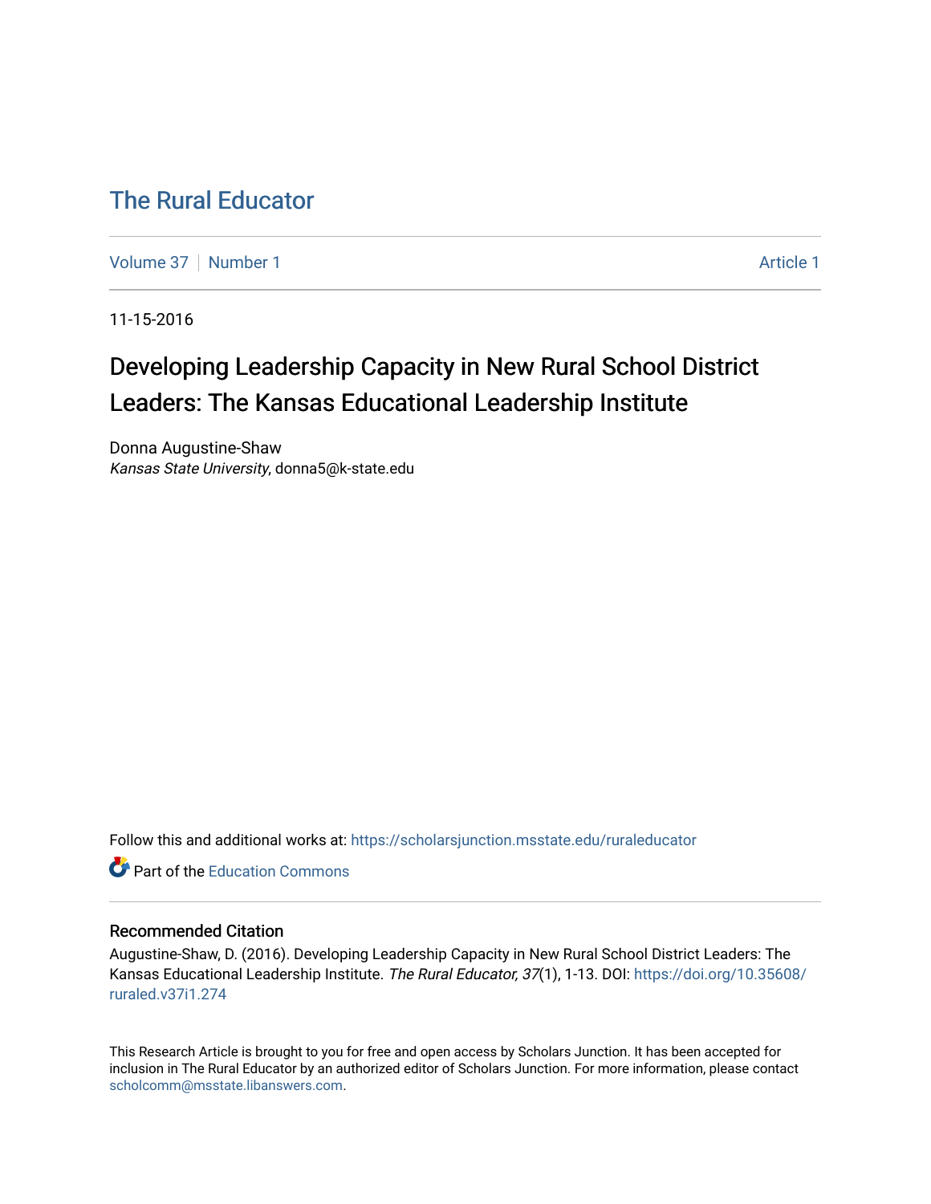# The Rural Educator

Volume 37 | Number 1 | Article 1

11-15-2016

## Developing Leadership Capacity in New Rural School District Leaders: The Kansas Educational Leadership Institute

Donna Augustine-Shaw
*Kansas State University*, donna5@k-state.edu

Follow this and additional works at: https://scholarsjunction.msstate.edu/ruraleducator

Part of the Education Commons

### Recommended Citation

Augustine-Shaw, D. (2016). Developing Leadership Capacity in New Rural School District Leaders: The Kansas Educational Leadership Institute. *The Rural Educator, 37*(1), 1-13. DOI: https://doi.org/10.35608/ruraled.v37i1.274

This Research Article is brought to you for free and open access by Scholars Junction. It has been accepted for inclusion in The Rural Educator by an authorized editor of Scholars Junction. For more information, please contact scholcomm@msstate.libanswers.com.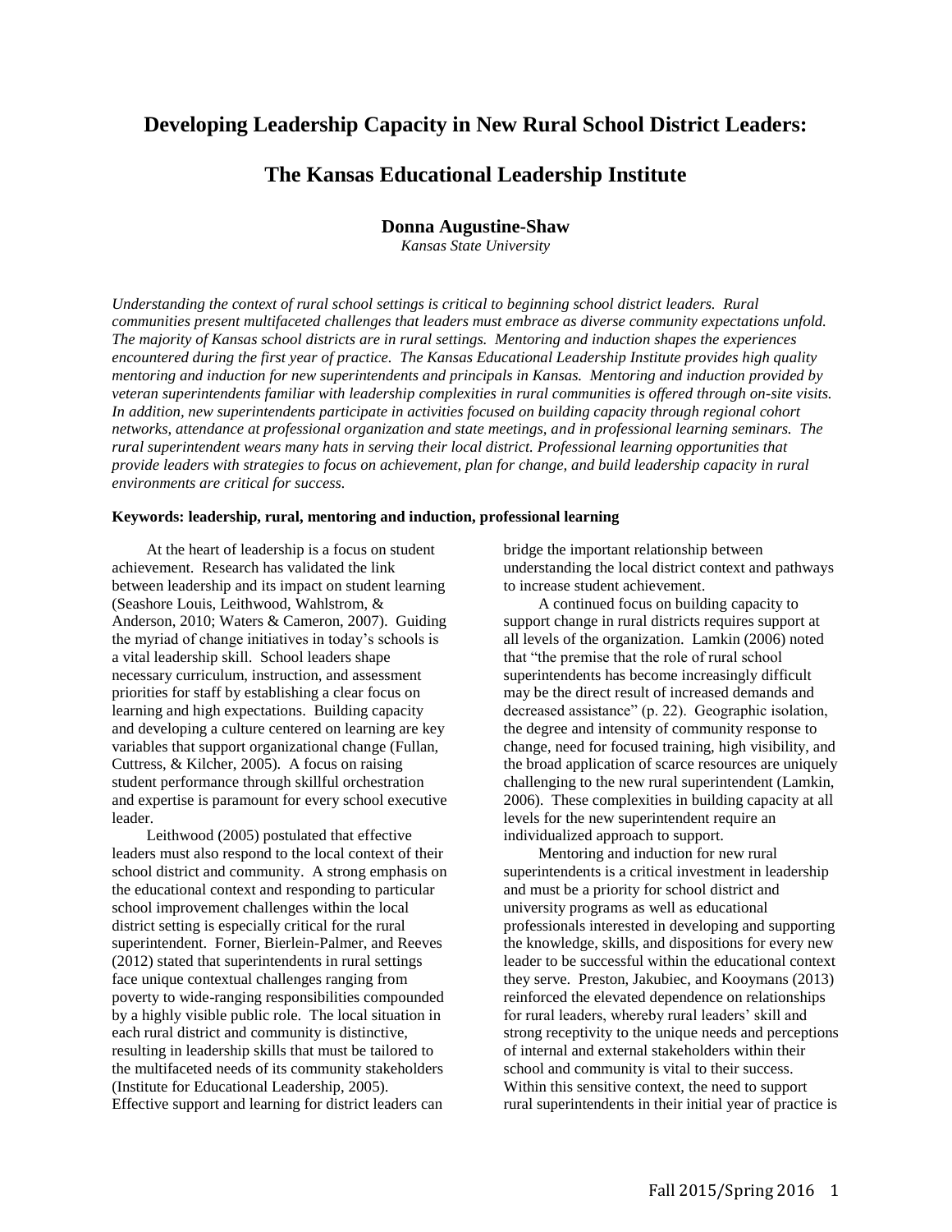# Developing Leadership Capacity in New Rural School District Leaders: The Kansas Educational Leadership Institute

**Donna Augustine-Shaw**

*Kansas State University*

*Understanding the context of rural school settings is critical to beginning school district leaders. Rural communities present multifaceted challenges that leaders must embrace as diverse community expectations unfold. The majority of Kansas school districts are in rural settings. Mentoring and induction shapes the experiences encountered during the first year of practice. The Kansas Educational Leadership Institute provides high quality mentoring and induction for new superintendents and principals in Kansas. Mentoring and induction provided by veteran superintendents familiar with leadership complexities in rural communities is offered through on-site visits. In addition, new superintendents participate in activities focused on building capacity through regional cohort networks, attendance at professional organization and state meetings, and in professional learning seminars. The rural superintendent wears many hats in serving their local district. Professional learning opportunities that provide leaders with strategies to focus on achievement, plan for change, and build leadership capacity in rural environments are critical for success.*

**Keywords: leadership, rural, mentoring and induction, professional learning**

At the heart of leadership is a focus on student achievement. Research has validated the link between leadership and its impact on student learning (Seashore Louis, Leithwood, Wahlstrom, & Anderson, 2010; Waters & Cameron, 2007). Guiding the myriad of change initiatives in today's schools is a vital leadership skill. School leaders shape necessary curriculum, instruction, and assessment priorities for staff by establishing a clear focus on learning and high expectations. Building capacity and developing a culture centered on learning are key variables that support organizational change (Fullan, Cuttress, & Kilcher, 2005). A focus on raising student performance through skillful orchestration and expertise is paramount for every school executive leader.

Leithwood (2005) postulated that effective leaders must also respond to the local context of their school district and community. A strong emphasis on the educational context and responding to particular school improvement challenges within the local district setting is especially critical for the rural superintendent. Forner, Bierlein-Palmer, and Reeves (2012) stated that superintendents in rural settings face unique contextual challenges ranging from poverty to wide-ranging responsibilities compounded by a highly visible public role. The local situation in each rural district and community is distinctive, resulting in leadership skills that must be tailored to the multifaceted needs of its community stakeholders (Institute for Educational Leadership, 2005). Effective support and learning for district leaders can bridge the important relationship between understanding the local district context and pathways to increase student achievement.

A continued focus on building capacity to support change in rural districts requires support at all levels of the organization. Lamkin (2006) noted that "the premise that the role of rural school superintendents has become increasingly difficult may be the direct result of increased demands and decreased assistance" (p. 22). Geographic isolation, the degree and intensity of community response to change, need for focused training, high visibility, and the broad application of scarce resources are uniquely challenging to the new rural superintendent (Lamkin, 2006). These complexities in building capacity at all levels for the new superintendent require an individualized approach to support.

Mentoring and induction for new rural superintendents is a critical investment in leadership and must be a priority for school district and university programs as well as educational professionals interested in developing and supporting the knowledge, skills, and dispositions for every new leader to be successful within the educational context they serve. Preston, Jakubiec, and Kooymans (2013) reinforced the elevated dependence on relationships for rural leaders, whereby rural leaders' skill and strong receptivity to the unique needs and perceptions of internal and external stakeholders within their school and community is vital to their success. Within this sensitive context, the need to support rural superintendents in their initial year of practice is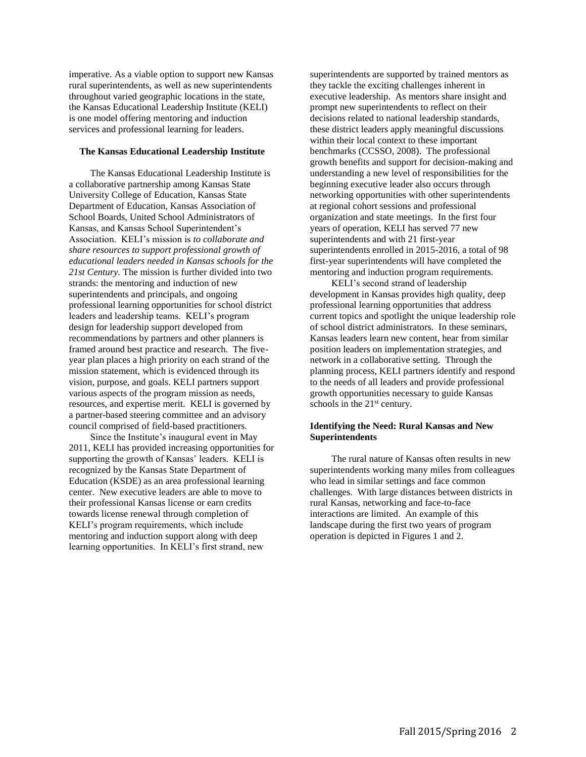imperative. As a viable option to support new Kansas rural superintendents, as well as new superintendents throughout varied geographic locations in the state, the Kansas Educational Leadership Institute (KELI) is one model offering mentoring and induction services and professional learning for leaders.

### The Kansas Educational Leadership Institute

The Kansas Educational Leadership Institute is a collaborative partnership among Kansas State University College of Education, Kansas State Department of Education, Kansas Association of School Boards, United School Administrators of Kansas, and Kansas School Superintendent's Association. KELI's mission is *to collaborate and share resources to support professional growth of educational leaders needed in Kansas schools for the 21st Century.* The mission is further divided into two strands: the mentoring and induction of new superintendents and principals, and ongoing professional learning opportunities for school district leaders and leadership teams. KELI's program design for leadership support developed from recommendations by partners and other planners is framed around best practice and research. The five-year plan places a high priority on each strand of the mission statement, which is evidenced through its vision, purpose, and goals. KELI partners support various aspects of the program mission as needs, resources, and expertise merit. KELI is governed by a partner-based steering committee and an advisory council comprised of field-based practitioners.

Since the Institute's inaugural event in May 2011, KELI has provided increasing opportunities for supporting the growth of Kansas' leaders. KELI is recognized by the Kansas State Department of Education (KSDE) as an area professional learning center. New executive leaders are able to move to their professional Kansas license or earn credits towards license renewal through completion of KELI's program requirements, which include mentoring and induction support along with deep learning opportunities. In KELI's first strand, new superintendents are supported by trained mentors as they tackle the exciting challenges inherent in executive leadership. As mentors share insight and prompt new superintendents to reflect on their decisions related to national leadership standards, these district leaders apply meaningful discussions within their local context to these important benchmarks (CCSSO, 2008). The professional growth benefits and support for decision-making and understanding a new level of responsibilities for the beginning executive leader also occurs through networking opportunities with other superintendents at regional cohort sessions and professional organization and state meetings. In the first four years of operation, KELI has served 77 new superintendents and with 21 first-year superintendents enrolled in 2015-2016, a total of 98 first-year superintendents will have completed the mentoring and induction program requirements.

KELI's second strand of leadership development in Kansas provides high quality, deep professional learning opportunities that address current topics and spotlight the unique leadership role of school district administrators. In these seminars, Kansas leaders learn new content, hear from similar position leaders on implementation strategies, and network in a collaborative setting. Through the planning process, KELI partners identify and respond to the needs of all leaders and provide professional growth opportunities necessary to guide Kansas schools in the 21st century.

### Identifying the Need: Rural Kansas and New Superintendents

The rural nature of Kansas often results in new superintendents working many miles from colleagues who lead in similar settings and face common challenges. With large distances between districts in rural Kansas, networking and face-to-face interactions are limited. An example of this landscape during the first two years of program operation is depicted in Figures 1 and 2.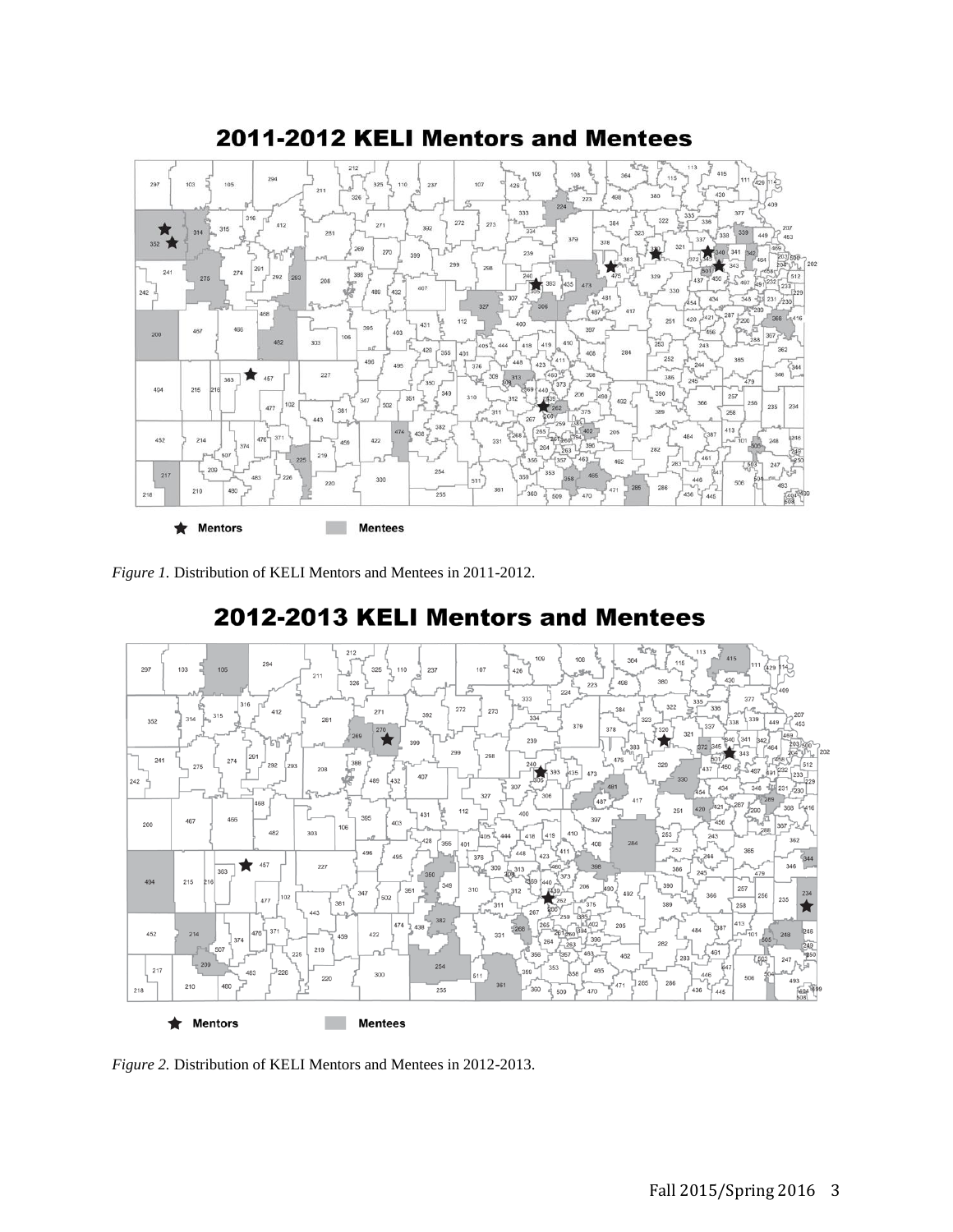2011-2012 KELI Mentors and Mentees

Mentors

Mentees

*Figure 1.* Distribution of KELI Mentors and Mentees in 2011-2012.

2012-2013 KELI Mentors and Mentees

Mentors

Mentees

*Figure 2.* Distribution of KELI Mentors and Mentees in 2012-2013.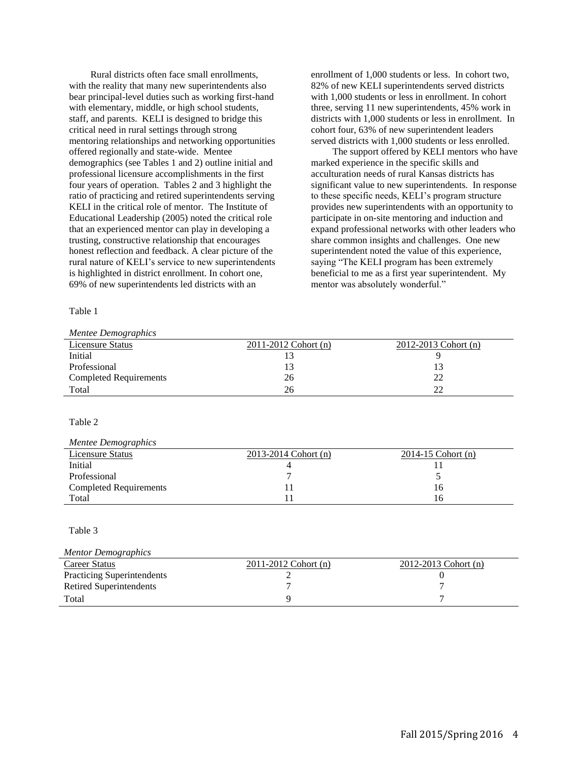Rural districts often face small enrollments, with the reality that many new superintendents also bear principal-level duties such as working first-hand with elementary, middle, or high school students, staff, and parents. KELI is designed to bridge this critical need in rural settings through strong mentoring relationships and networking opportunities offered regionally and state-wide. Mentee demographics (see Tables 1 and 2) outline initial and professional licensure accomplishments in the first four years of operation. Tables 2 and 3 highlight the ratio of practicing and retired superintendents serving KELI in the critical role of mentor. The Institute of Educational Leadership (2005) noted the critical role that an experienced mentor can play in developing a trusting, constructive relationship that encourages honest reflection and feedback. A clear picture of the rural nature of KELI's service to new superintendents is highlighted in district enrollment. In cohort one, 69% of new superintendents led districts with an enrollment of 1,000 students or less. In cohort two, 82% of new KELI superintendents served districts with 1,000 students or less in enrollment. In cohort three, serving 11 new superintendents, 45% work in districts with 1,000 students or less in enrollment. In cohort four, 63% of new superintendent leaders served districts with 1,000 students or less enrolled.

The support offered by KELI mentors who have marked experience in the specific skills and acculturation needs of rural Kansas districts has significant value to new superintendents. In response to these specific needs, KELI's program structure provides new superintendents with an opportunity to participate in on-site mentoring and induction and expand professional networks with other leaders who share common insights and challenges. One new superintendent noted the value of this experience, saying "The KELI program has been extremely beneficial to me as a first year superintendent. My mentor was absolutely wonderful."

Table 1

*Mentee Demographics*

| Licensure Status | 2011-2012 Cohort (n) | 2012-2013 Cohort (n) |
|---|---|---|
| Initial | 13 | 9 |
| Professional | 13 | 13 |
| Completed Requirements | 26 | 22 |
| Total | 26 | 22 |

Table 2

*Mentee Demographics*

| Licensure Status | 2013-2014 Cohort (n) | 2014-15 Cohort (n) |
|---|---|---|
| Initial | 4 | 11 |
| Professional | 7 | 5 |
| Completed Requirements | 11 | 16 |
| Total | 11 | 16 |

Table 3

*Mentor Demographics*

| Career Status | 2011-2012 Cohort (n) | 2012-2013 Cohort (n) |
|---|---|---|
| Practicing Superintendents | 2 | 0 |
| Retired Superintendents | 7 | 7 |
| Total | 9 | 7 |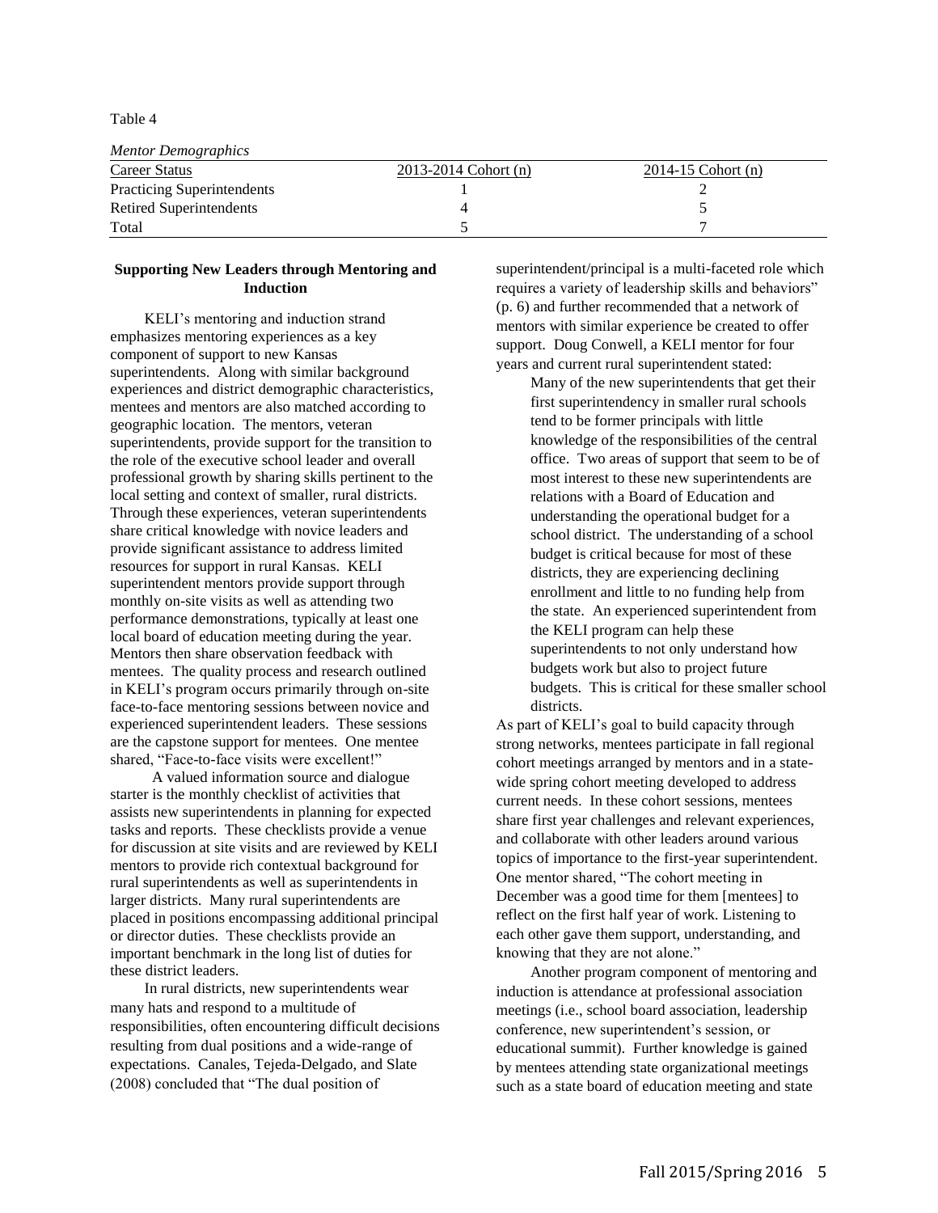Table 4

*Mentor Demographics*

| Career Status | 2013-2014 Cohort (n) | 2014-15 Cohort (n) |
|---|---|---|
| Practicing Superintendents | 1 | 2 |
| Retired Superintendents | 4 | 5 |
| Total | 5 | 7 |

## Supporting New Leaders through Mentoring and Induction

KELI's mentoring and induction strand emphasizes mentoring experiences as a key component of support to new Kansas superintendents. Along with similar background experiences and district demographic characteristics, mentees and mentors are also matched according to geographic location. The mentors, veteran superintendents, provide support for the transition to the role of the executive school leader and overall professional growth by sharing skills pertinent to the local setting and context of smaller, rural districts. Through these experiences, veteran superintendents share critical knowledge with novice leaders and provide significant assistance to address limited resources for support in rural Kansas. KELI superintendent mentors provide support through monthly on-site visits as well as attending two performance demonstrations, typically at least one local board of education meeting during the year. Mentors then share observation feedback with mentees. The quality process and research outlined in KELI's program occurs primarily through on-site face-to-face mentoring sessions between novice and experienced superintendent leaders. These sessions are the capstone support for mentees. One mentee shared, "Face-to-face visits were excellent!"

A valued information source and dialogue starter is the monthly checklist of activities that assists new superintendents in planning for expected tasks and reports. These checklists provide a venue for discussion at site visits and are reviewed by KELI mentors to provide rich contextual background for rural superintendents as well as superintendents in larger districts. Many rural superintendents are placed in positions encompassing additional principal or director duties. These checklists provide an important benchmark in the long list of duties for these district leaders.

In rural districts, new superintendents wear many hats and respond to a multitude of responsibilities, often encountering difficult decisions resulting from dual positions and a wide-range of expectations. Canales, Tejeda-Delgado, and Slate (2008) concluded that "The dual position of superintendent/principal is a multi-faceted role which requires a variety of leadership skills and behaviors" (p. 6) and further recommended that a network of mentors with similar experience be created to offer support. Doug Conwell, a KELI mentor for four years and current rural superintendent stated:

> Many of the new superintendents that get their first superintendency in smaller rural schools tend to be former principals with little knowledge of the responsibilities of the central office. Two areas of support that seem to be of most interest to these new superintendents are relations with a Board of Education and understanding the operational budget for a school district. The understanding of a school budget is critical because for most of these districts, they are experiencing declining enrollment and little to no funding help from the state. An experienced superintendent from the KELI program can help these superintendents to not only understand how budgets work but also to project future budgets. This is critical for these smaller school districts.

As part of KELI's goal to build capacity through strong networks, mentees participate in fall regional cohort meetings arranged by mentors and in a state-wide spring cohort meeting developed to address current needs. In these cohort sessions, mentees share first year challenges and relevant experiences, and collaborate with other leaders around various topics of importance to the first-year superintendent. One mentor shared, "The cohort meeting in December was a good time for them [mentees] to reflect on the first half year of work. Listening to each other gave them support, understanding, and knowing that they are not alone."

Another program component of mentoring and induction is attendance at professional association meetings (i.e., school board association, leadership conference, new superintendent's session, or educational summit). Further knowledge is gained by mentees attending state organizational meetings such as a state board of education meeting and state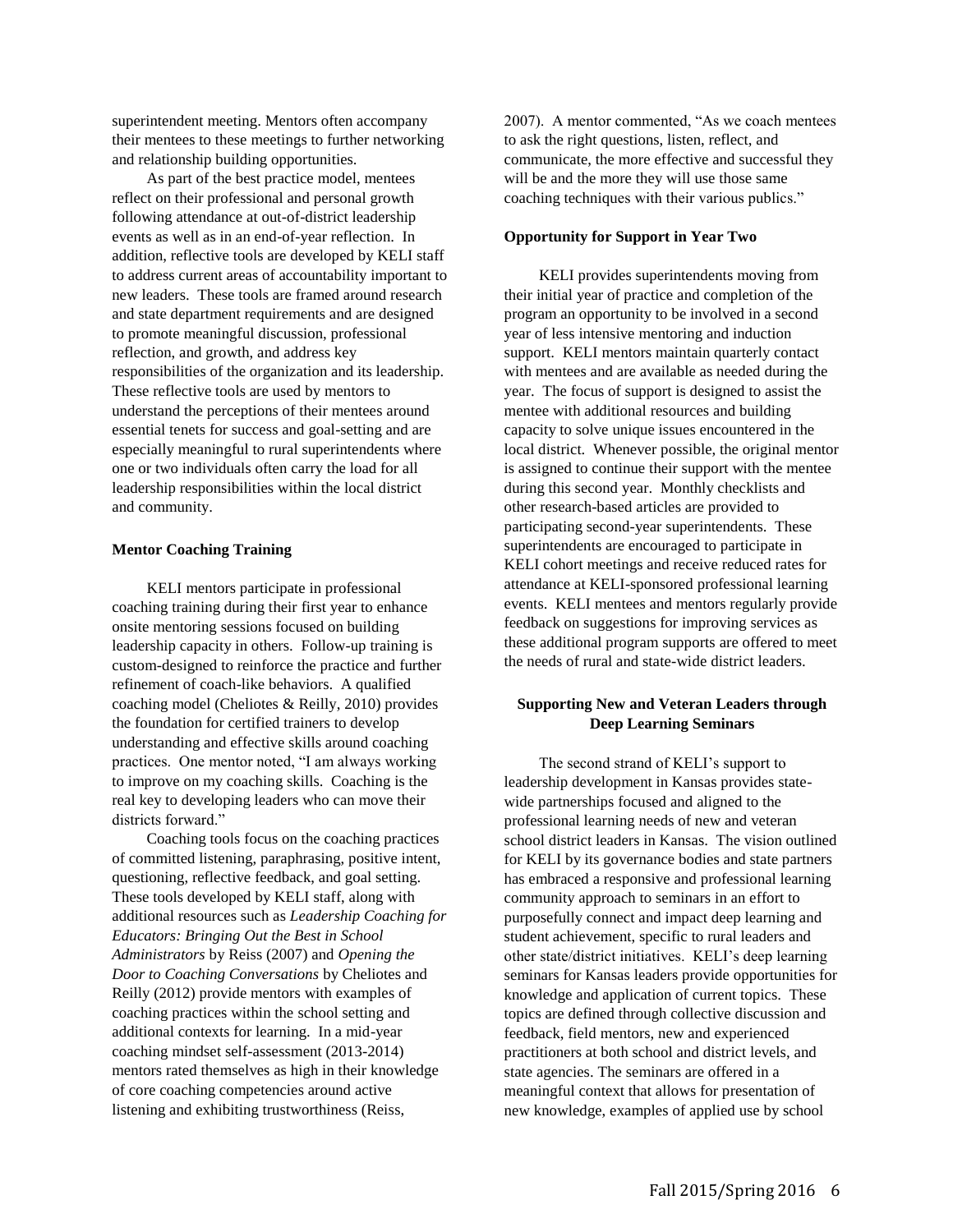superintendent meeting. Mentors often accompany their mentees to these meetings to further networking and relationship building opportunities.

As part of the best practice model, mentees reflect on their professional and personal growth following attendance at out-of-district leadership events as well as in an end-of-year reflection. In addition, reflective tools are developed by KELI staff to address current areas of accountability important to new leaders. These tools are framed around research and state department requirements and are designed to promote meaningful discussion, professional reflection, and growth, and address key responsibilities of the organization and its leadership. These reflective tools are used by mentors to understand the perceptions of their mentees around essential tenets for success and goal-setting and are especially meaningful to rural superintendents where one or two individuals often carry the load for all leadership responsibilities within the local district and community.

**Mentor Coaching Training**

KELI mentors participate in professional coaching training during their first year to enhance onsite mentoring sessions focused on building leadership capacity in others. Follow-up training is custom-designed to reinforce the practice and further refinement of coach-like behaviors. A qualified coaching model (Cheliotes & Reilly, 2010) provides the foundation for certified trainers to develop understanding and effective skills around coaching practices. One mentor noted, "I am always working to improve on my coaching skills. Coaching is the real key to developing leaders who can move their districts forward."

Coaching tools focus on the coaching practices of committed listening, paraphrasing, positive intent, questioning, reflective feedback, and goal setting. These tools developed by KELI staff, along with additional resources such as *Leadership Coaching for Educators: Bringing Out the Best in School Administrators* by Reiss (2007) and *Opening the Door to Coaching Conversations* by Cheliotes and Reilly (2012) provide mentors with examples of coaching practices within the school setting and additional contexts for learning. In a mid-year coaching mindset self-assessment (2013-2014) mentors rated themselves as high in their knowledge of core coaching competencies around active listening and exhibiting trustworthiness (Reiss, 2007). A mentor commented, "As we coach mentees to ask the right questions, listen, reflect, and communicate, the more effective and successful they will be and the more they will use those same coaching techniques with their various publics."

**Opportunity for Support in Year Two**

KELI provides superintendents moving from their initial year of practice and completion of the program an opportunity to be involved in a second year of less intensive mentoring and induction support. KELI mentors maintain quarterly contact with mentees and are available as needed during the year. The focus of support is designed to assist the mentee with additional resources and building capacity to solve unique issues encountered in the local district. Whenever possible, the original mentor is assigned to continue their support with the mentee during this second year. Monthly checklists and other research-based articles are provided to participating second-year superintendents. These superintendents are encouraged to participate in KELI cohort meetings and receive reduced rates for attendance at KELI-sponsored professional learning events. KELI mentees and mentors regularly provide feedback on suggestions for improving services as these additional program supports are offered to meet the needs of rural and state-wide district leaders.

## Supporting New and Veteran Leaders through Deep Learning Seminars

The second strand of KELI's support to leadership development in Kansas provides state-wide partnerships focused and aligned to the professional learning needs of new and veteran school district leaders in Kansas. The vision outlined for KELI by its governance bodies and state partners has embraced a responsive and professional learning community approach to seminars in an effort to purposefully connect and impact deep learning and student achievement, specific to rural leaders and other state/district initiatives. KELI's deep learning seminars for Kansas leaders provide opportunities for knowledge and application of current topics. These topics are defined through collective discussion and feedback, field mentors, new and experienced practitioners at both school and district levels, and state agencies. The seminars are offered in a meaningful context that allows for presentation of new knowledge, examples of applied use by school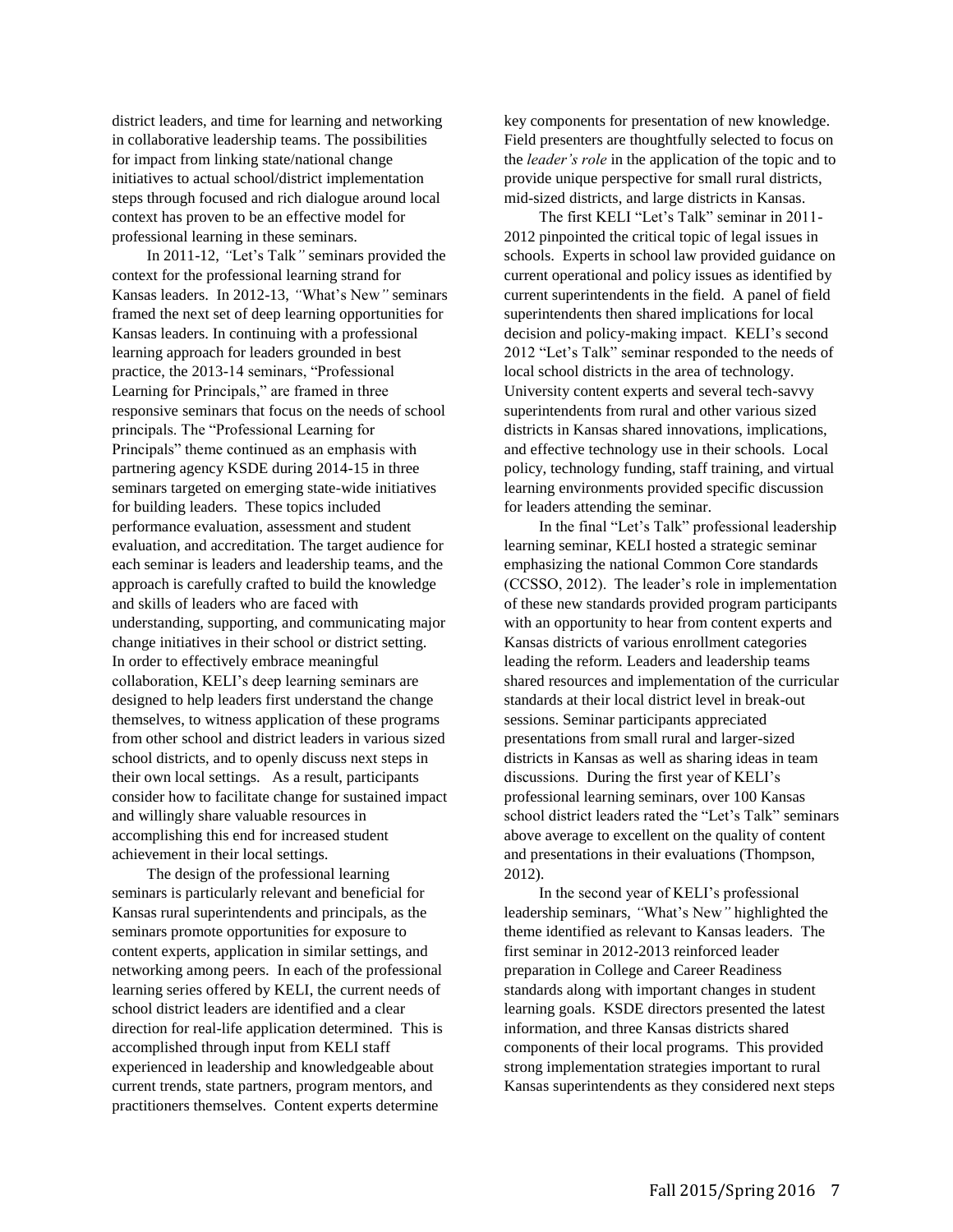district leaders, and time for learning and networking in collaborative leadership teams. The possibilities for impact from linking state/national change initiatives to actual school/district implementation steps through focused and rich dialogue around local context has proven to be an effective model for professional learning in these seminars.

In 2011-12, *"*Let's Talk*"* seminars provided the context for the professional learning strand for Kansas leaders. In 2012-13, *"*What's New*"* seminars framed the next set of deep learning opportunities for Kansas leaders. In continuing with a professional learning approach for leaders grounded in best practice, the 2013-14 seminars, "Professional Learning for Principals," are framed in three responsive seminars that focus on the needs of school principals. The "Professional Learning for Principals" theme continued as an emphasis with partnering agency KSDE during 2014-15 in three seminars targeted on emerging state-wide initiatives for building leaders. These topics included performance evaluation, assessment and student evaluation, and accreditation. The target audience for each seminar is leaders and leadership teams, and the approach is carefully crafted to build the knowledge and skills of leaders who are faced with understanding, supporting, and communicating major change initiatives in their school or district setting. In order to effectively embrace meaningful collaboration, KELI's deep learning seminars are designed to help leaders first understand the change themselves, to witness application of these programs from other school and district leaders in various sized school districts, and to openly discuss next steps in their own local settings. As a result, participants consider how to facilitate change for sustained impact and willingly share valuable resources in accomplishing this end for increased student achievement in their local settings.

The design of the professional learning seminars is particularly relevant and beneficial for Kansas rural superintendents and principals, as the seminars promote opportunities for exposure to content experts, application in similar settings, and networking among peers. In each of the professional learning series offered by KELI, the current needs of school district leaders are identified and a clear direction for real-life application determined. This is accomplished through input from KELI staff experienced in leadership and knowledgeable about current trends, state partners, program mentors, and practitioners themselves. Content experts determine key components for presentation of new knowledge. Field presenters are thoughtfully selected to focus on the *leader's role* in the application of the topic and to provide unique perspective for small rural districts, mid-sized districts, and large districts in Kansas.

The first KELI "Let's Talk" seminar in 2011-2012 pinpointed the critical topic of legal issues in schools. Experts in school law provided guidance on current operational and policy issues as identified by current superintendents in the field. A panel of field superintendents then shared implications for local decision and policy-making impact. KELI's second 2012 "Let's Talk" seminar responded to the needs of local school districts in the area of technology. University content experts and several tech-savvy superintendents from rural and other various sized districts in Kansas shared innovations, implications, and effective technology use in their schools. Local policy, technology funding, staff training, and virtual learning environments provided specific discussion for leaders attending the seminar.

In the final "Let's Talk" professional leadership learning seminar, KELI hosted a strategic seminar emphasizing the national Common Core standards (CCSSO, 2012). The leader's role in implementation of these new standards provided program participants with an opportunity to hear from content experts and Kansas districts of various enrollment categories leading the reform. Leaders and leadership teams shared resources and implementation of the curricular standards at their local district level in break-out sessions. Seminar participants appreciated presentations from small rural and larger-sized districts in Kansas as well as sharing ideas in team discussions. During the first year of KELI's professional learning seminars, over 100 Kansas school district leaders rated the "Let's Talk" seminars above average to excellent on the quality of content and presentations in their evaluations (Thompson, 2012).

In the second year of KELI's professional leadership seminars, *"*What's New*"* highlighted the theme identified as relevant to Kansas leaders. The first seminar in 2012-2013 reinforced leader preparation in College and Career Readiness standards along with important changes in student learning goals. KSDE directors presented the latest information, and three Kansas districts shared components of their local programs. This provided strong implementation strategies important to rural Kansas superintendents as they considered next steps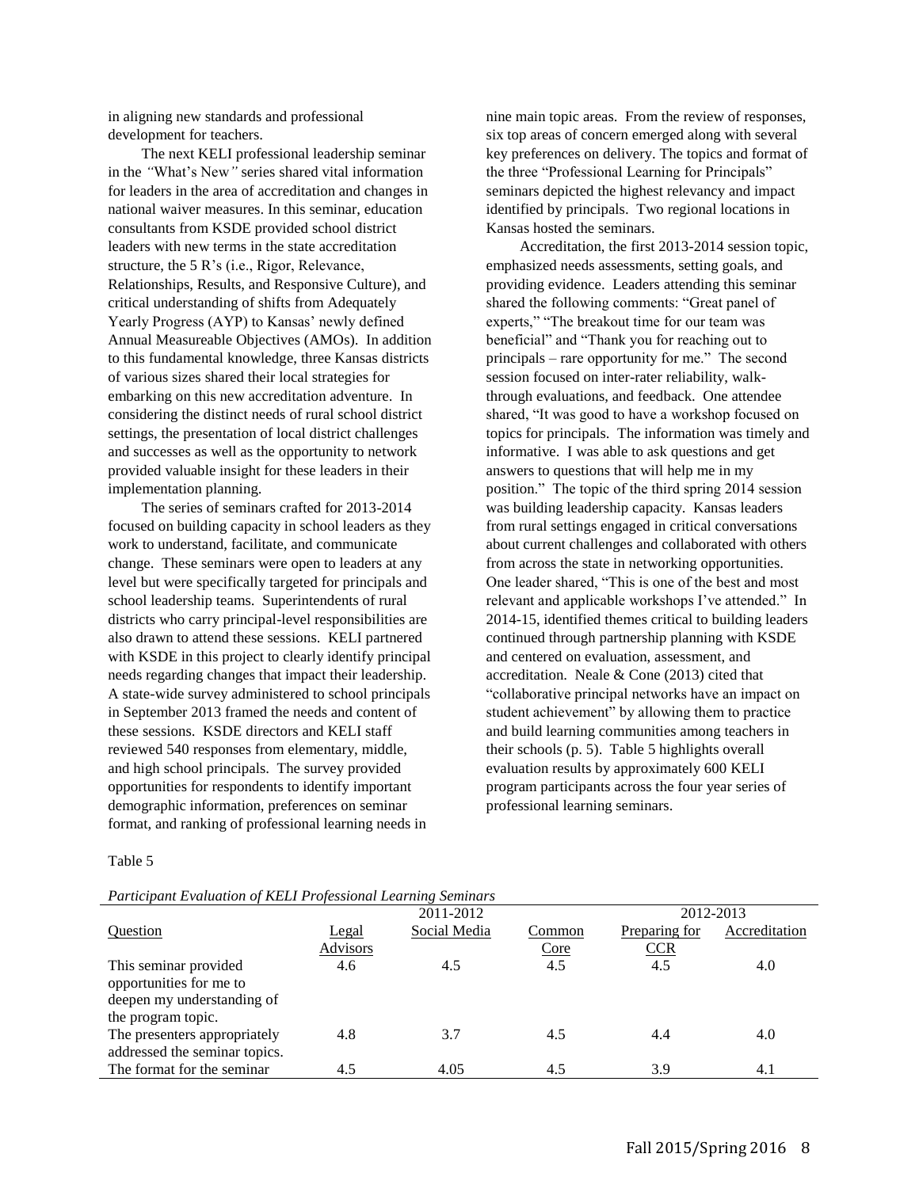in aligning new standards and professional development for teachers.

The next KELI professional leadership seminar in the *"*What's New*"* series shared vital information for leaders in the area of accreditation and changes in national waiver measures. In this seminar, education consultants from KSDE provided school district leaders with new terms in the state accreditation structure, the 5 R's (i.e., Rigor, Relevance, Relationships, Results, and Responsive Culture), and critical understanding of shifts from Adequately Yearly Progress (AYP) to Kansas' newly defined Annual Measureable Objectives (AMOs). In addition to this fundamental knowledge, three Kansas districts of various sizes shared their local strategies for embarking on this new accreditation adventure. In considering the distinct needs of rural school district settings, the presentation of local district challenges and successes as well as the opportunity to network provided valuable insight for these leaders in their implementation planning.

The series of seminars crafted for 2013-2014 focused on building capacity in school leaders as they work to understand, facilitate, and communicate change. These seminars were open to leaders at any level but were specifically targeted for principals and school leadership teams. Superintendents of rural districts who carry principal-level responsibilities are also drawn to attend these sessions. KELI partnered with KSDE in this project to clearly identify principal needs regarding changes that impact their leadership. A state-wide survey administered to school principals in September 2013 framed the needs and content of these sessions. KSDE directors and KELI staff reviewed 540 responses from elementary, middle, and high school principals. The survey provided opportunities for respondents to identify important demographic information, preferences on seminar format, and ranking of professional learning needs in nine main topic areas. From the review of responses, six top areas of concern emerged along with several key preferences on delivery. The topics and format of the three "Professional Learning for Principals" seminars depicted the highest relevancy and impact identified by principals. Two regional locations in Kansas hosted the seminars.

Accreditation, the first 2013-2014 session topic, emphasized needs assessments, setting goals, and providing evidence. Leaders attending this seminar shared the following comments: "Great panel of experts," "The breakout time for our team was beneficial" and "Thank you for reaching out to principals – rare opportunity for me." The second session focused on inter-rater reliability, walk-through evaluations, and feedback. One attendee shared, "It was good to have a workshop focused on topics for principals. The information was timely and informative. I was able to ask questions and get answers to questions that will help me in my position." The topic of the third spring 2014 session was building leadership capacity. Kansas leaders from rural settings engaged in critical conversations about current challenges and collaborated with others from across the state in networking opportunities. One leader shared, "This is one of the best and most relevant and applicable workshops I've attended." In 2014-15, identified themes critical to building leaders continued through partnership planning with KSDE and centered on evaluation, assessment, and accreditation. Neale & Cone (2013) cited that "collaborative principal networks have an impact on student achievement" by allowing them to practice and build learning communities among teachers in their schools (p. 5). Table 5 highlights overall evaluation results by approximately 600 KELI program participants across the four year series of professional learning seminars.

Table 5

*Participant Evaluation of KELI Professional Learning Seminars*

| | 2011-2012 | | | 2012-2013 | |
|---|---|---|---|---|---|
| Question | Legal Advisors | Social Media | Common Core | Preparing for CCR | Accreditation |
| This seminar provided opportunities for me to deepen my understanding of the program topic. | 4.6 | 4.5 | 4.5 | 4.5 | 4.0 |
| The presenters appropriately addressed the seminar topics. | 4.8 | 3.7 | 4.5 | 4.4 | 4.0 |
| The format for the seminar | 4.5 | 4.05 | 4.5 | 3.9 | 4.1 |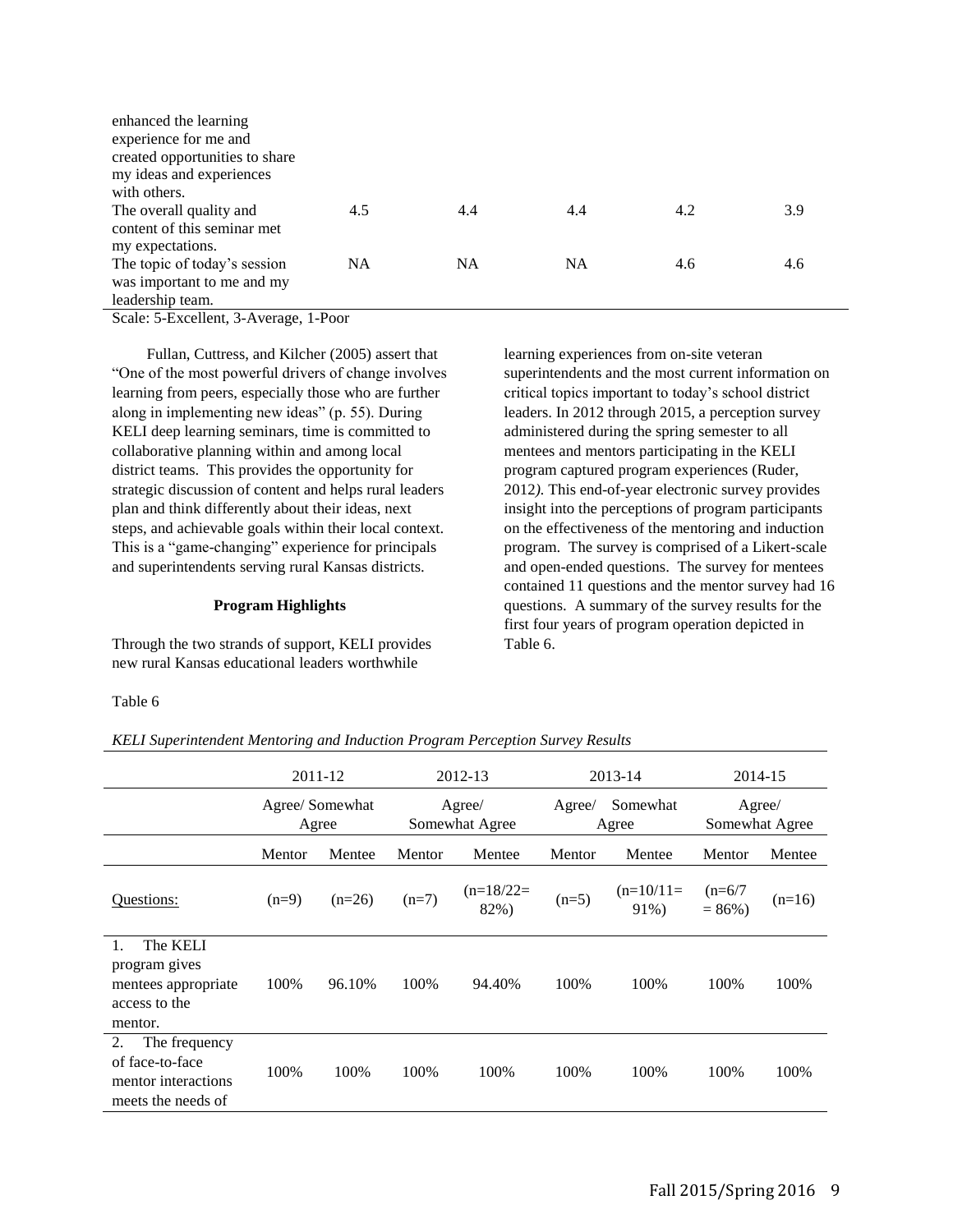| | | | | | |
|---|---|---|---|---|---|
| enhanced the learning experience for me and created opportunities to share my ideas and experiences with others. | | | | | |
| The overall quality and content of this seminar met my expectations. | 4.5 | 4.4 | 4.4 | 4.2 | 3.9 |
| The topic of today's session was important to me and my leadership team. | NA | NA | NA | 4.6 | 4.6 |

Scale: 5-Excellent, 3-Average, 1-Poor

Fullan, Cuttress, and Kilcher (2005) assert that "One of the most powerful drivers of change involves learning from peers, especially those who are further along in implementing new ideas" (p. 55). During KELI deep learning seminars, time is committed to collaborative planning within and among local district teams. This provides the opportunity for strategic discussion of content and helps rural leaders plan and think differently about their ideas, next steps, and achievable goals within their local context. This is a "game-changing" experience for principals and superintendents serving rural Kansas districts.

**Program Highlights**

Through the two strands of support, KELI provides new rural Kansas educational leaders worthwhile learning experiences from on-site veteran superintendents and the most current information on critical topics important to today's school district leaders. In 2012 through 2015, a perception survey administered during the spring semester to all mentees and mentors participating in the KELI program captured program experiences (Ruder, 2012*)*. This end-of-year electronic survey provides insight into the perceptions of program participants on the effectiveness of the mentoring and induction program. The survey is comprised of a Likert-scale and open-ended questions. The survey for mentees contained 11 questions and the mentor survey had 16 questions. A summary of the survey results for the first four years of program operation depicted in Table 6.

Table 6

*KELI Superintendent Mentoring and Induction Program Perception Survey Results*

| | 2011-12 | | 2012-13 | | 2013-14 | | 2014-15 | |
|---|---|---|---|---|---|---|---|---|
| | Agree/ Somewhat Agree | | Agree/ Somewhat Agree | | Agree/ Somewhat Agree | | Agree/ Somewhat Agree | |
| | Mentor | Mentee | Mentor | Mentee | Mentor | Mentee | Mentor | Mentee |
| Questions: | (n=9) | (n=26) | (n=7) | (n=18/22= 82%) | (n=5) | (n=10/11= 91%) | (n=6/7 = 86%) | (n=16) |
| 1. The KELI program gives mentees appropriate access to the mentor. | 100% | 96.10% | 100% | 94.40% | 100% | 100% | 100% | 100% |
| 2. The frequency of face-to-face mentor interactions meets the needs of | 100% | 100% | 100% | 100% | 100% | 100% | 100% | 100% |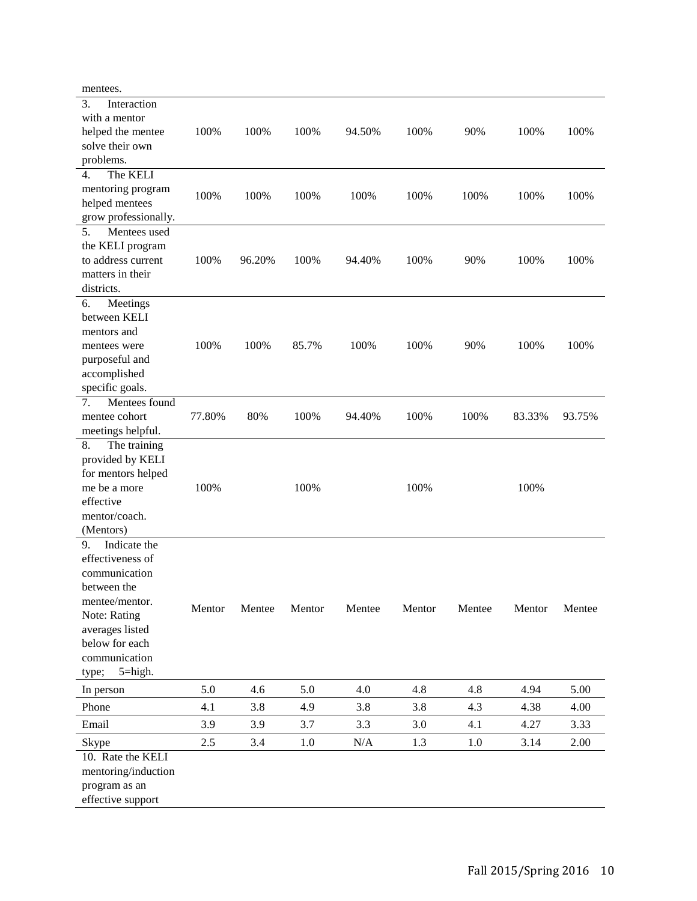| | | | | | | | | |
|---|---|---|---|---|---|---|---|---|
| mentees. | | | | | | | | |
| 3. Interaction with a mentor helped the mentee solve their own problems. | 100% | 100% | 100% | 94.50% | 100% | 90% | 100% | 100% |
| 4. The KELI mentoring program helped mentees grow professionally. | 100% | 100% | 100% | 100% | 100% | 100% | 100% | 100% |
| 5. Mentees used the KELI program to address current matters in their districts. | 100% | 96.20% | 100% | 94.40% | 100% | 90% | 100% | 100% |
| 6. Meetings between KELI mentors and mentees were purposeful and accomplished specific goals. | 100% | 100% | 85.7% | 100% | 100% | 90% | 100% | 100% |
| 7. Mentees found mentee cohort meetings helpful. | 77.80% | 80% | 100% | 94.40% | 100% | 100% | 83.33% | 93.75% |
| 8. The training provided by KELI for mentors helped me be a more effective mentor/coach. (Mentors) | 100% | | 100% | | 100% | | 100% | |
| 9. Indicate the effectiveness of communication between the mentee/mentor. Note: Rating averages listed below for each communication type; 5=high. | Mentor | Mentee | Mentor | Mentee | Mentor | Mentee | Mentor | Mentee |
| In person | 5.0 | 4.6 | 5.0 | 4.0 | 4.8 | 4.8 | 4.94 | 5.00 |
| Phone | 4.1 | 3.8 | 4.9 | 3.8 | 3.8 | 4.3 | 4.38 | 4.00 |
| Email | 3.9 | 3.9 | 3.7 | 3.3 | 3.0 | 4.1 | 4.27 | 3.33 |
| Skype | 2.5 | 3.4 | 1.0 | N/A | 1.3 | 1.0 | 3.14 | 2.00 |
| 10. Rate the KELI mentoring/induction program as an effective support | | | | | | | | |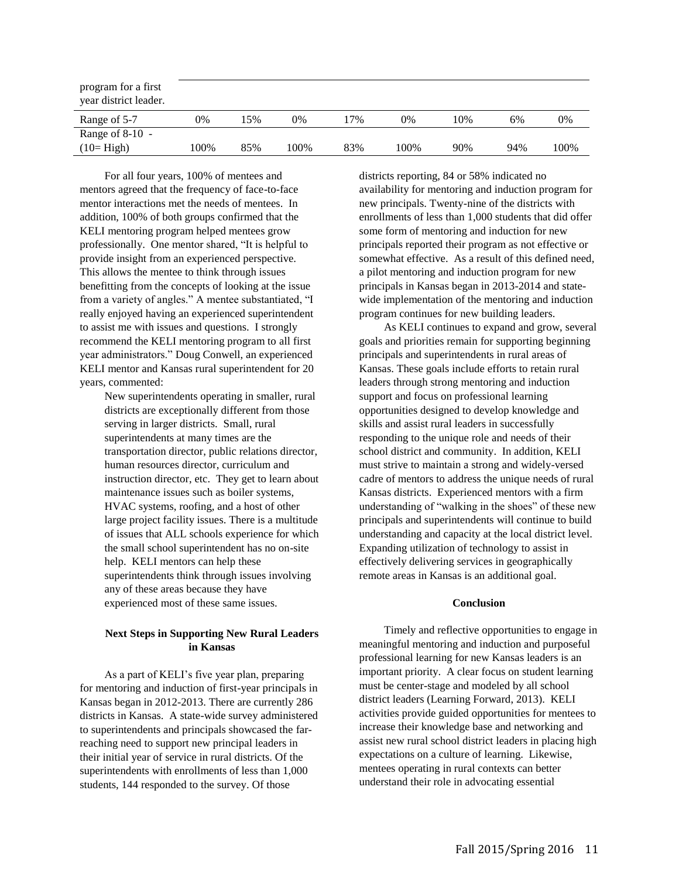| | | | | | | | | |
|---|---|---|---|---|---|---|---|---|
| program for a first year district leader. | | | | | | | | |
| Range of 5-7 | 0% | 15% | 0% | 17% | 0% | 10% | 6% | 0% |
| Range of 8-10 - (10= High) | 100% | 85% | 100% | 83% | 100% | 90% | 94% | 100% |

For all four years, 100% of mentees and mentors agreed that the frequency of face-to-face mentor interactions met the needs of mentees. In addition, 100% of both groups confirmed that the KELI mentoring program helped mentees grow professionally. One mentor shared, "It is helpful to provide insight from an experienced perspective. This allows the mentee to think through issues benefitting from the concepts of looking at the issue from a variety of angles." A mentee substantiated, "I really enjoyed having an experienced superintendent to assist me with issues and questions. I strongly recommend the KELI mentoring program to all first year administrators." Doug Conwell, an experienced KELI mentor and Kansas rural superintendent for 20 years, commented:

> New superintendents operating in smaller, rural districts are exceptionally different from those serving in larger districts. Small, rural superintendents at many times are the transportation director, public relations director, human resources director, curriculum and instruction director, etc. They get to learn about maintenance issues such as boiler systems, HVAC systems, roofing, and a host of other large project facility issues. There is a multitude of issues that ALL schools experience for which the small school superintendent has no on-site help. KELI mentors can help these superintendents think through issues involving any of these areas because they have experienced most of these same issues.

### Next Steps in Supporting New Rural Leaders in Kansas

As a part of KELI's five year plan, preparing for mentoring and induction of first-year principals in Kansas began in 2012-2013. There are currently 286 districts in Kansas. A state-wide survey administered to superintendents and principals showcased the far-reaching need to support new principal leaders in their initial year of service in rural districts. Of the superintendents with enrollments of less than 1,000 students, 144 responded to the survey. Of those districts reporting, 84 or 58% indicated no availability for mentoring and induction program for new principals. Twenty-nine of the districts with enrollments of less than 1,000 students that did offer some form of mentoring and induction for new principals reported their program as not effective or somewhat effective. As a result of this defined need, a pilot mentoring and induction program for new principals in Kansas began in 2013-2014 and state-wide implementation of the mentoring and induction program continues for new building leaders.

As KELI continues to expand and grow, several goals and priorities remain for supporting beginning principals and superintendents in rural areas of Kansas. These goals include efforts to retain rural leaders through strong mentoring and induction support and focus on professional learning opportunities designed to develop knowledge and skills and assist rural leaders in successfully responding to the unique role and needs of their school district and community. In addition, KELI must strive to maintain a strong and widely-versed cadre of mentors to address the unique needs of rural Kansas districts. Experienced mentors with a firm understanding of "walking in the shoes" of these new principals and superintendents will continue to build understanding and capacity at the local district level. Expanding utilization of technology to assist in effectively delivering services in geographically remote areas in Kansas is an additional goal.

### Conclusion

Timely and reflective opportunities to engage in meaningful mentoring and induction and purposeful professional learning for new Kansas leaders is an important priority. A clear focus on student learning must be center-stage and modeled by all school district leaders (Learning Forward, 2013). KELI activities provide guided opportunities for mentees to increase their knowledge base and networking and assist new rural school district leaders in placing high expectations on a culture of learning. Likewise, mentees operating in rural contexts can better understand their role in advocating essential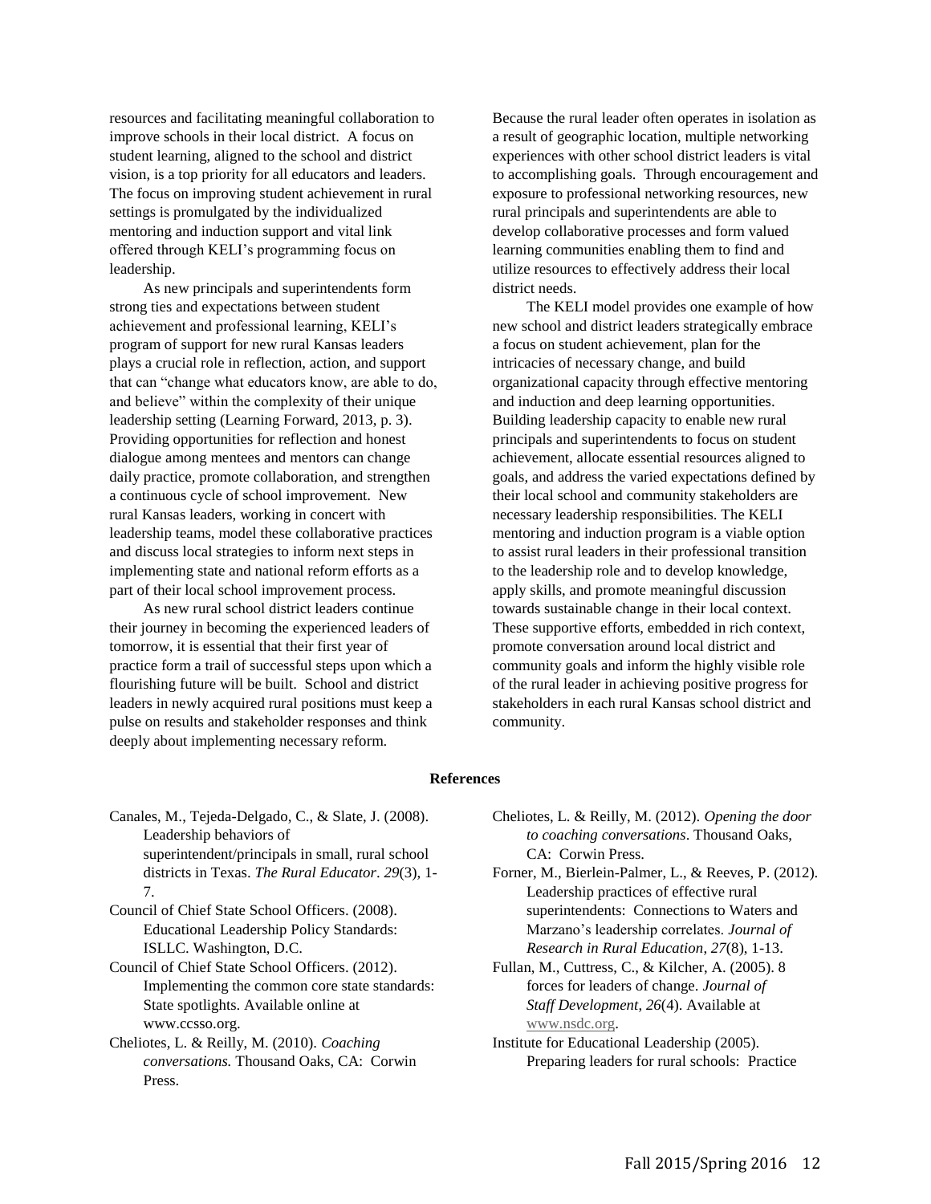resources and facilitating meaningful collaboration to improve schools in their local district. A focus on student learning, aligned to the school and district vision, is a top priority for all educators and leaders. The focus on improving student achievement in rural settings is promulgated by the individualized mentoring and induction support and vital link offered through KELI's programming focus on leadership.

As new principals and superintendents form strong ties and expectations between student achievement and professional learning, KELI's program of support for new rural Kansas leaders plays a crucial role in reflection, action, and support that can "change what educators know, are able to do, and believe" within the complexity of their unique leadership setting (Learning Forward, 2013, p. 3). Providing opportunities for reflection and honest dialogue among mentees and mentors can change daily practice, promote collaboration, and strengthen a continuous cycle of school improvement. New rural Kansas leaders, working in concert with leadership teams, model these collaborative practices and discuss local strategies to inform next steps in implementing state and national reform efforts as a part of their local school improvement process.

As new rural school district leaders continue their journey in becoming the experienced leaders of tomorrow, it is essential that their first year of practice form a trail of successful steps upon which a flourishing future will be built. School and district leaders in newly acquired rural positions must keep a pulse on results and stakeholder responses and think deeply about implementing necessary reform.

Because the rural leader often operates in isolation as a result of geographic location, multiple networking experiences with other school district leaders is vital to accomplishing goals. Through encouragement and exposure to professional networking resources, new rural principals and superintendents are able to develop collaborative processes and form valued learning communities enabling them to find and utilize resources to effectively address their local district needs.

The KELI model provides one example of how new school and district leaders strategically embrace a focus on student achievement, plan for the intricacies of necessary change, and build organizational capacity through effective mentoring and induction and deep learning opportunities. Building leadership capacity to enable new rural principals and superintendents to focus on student achievement, allocate essential resources aligned to goals, and address the varied expectations defined by their local school and community stakeholders are necessary leadership responsibilities. The KELI mentoring and induction program is a viable option to assist rural leaders in their professional transition to the leadership role and to develop knowledge, apply skills, and promote meaningful discussion towards sustainable change in their local context. These supportive efforts, embedded in rich context, promote conversation around local district and community goals and inform the highly visible role of the rural leader in achieving positive progress for stakeholders in each rural Kansas school district and community.

**References**

Canales, M., Tejeda-Delgado, C., & Slate, J. (2008). Leadership behaviors of superintendent/principals in small, rural school districts in Texas. *The Rural Educator*. *29*(3), 1-7.

Council of Chief State School Officers. (2008). Educational Leadership Policy Standards: ISLLC. Washington, D.C.

Council of Chief State School Officers. (2012). Implementing the common core state standards: State spotlights. Available online at www.ccsso.org.

Cheliotes, L. & Reilly, M. (2010). *Coaching conversations.* Thousand Oaks, CA: Corwin Press.

Cheliotes, L. & Reilly, M. (2012). *Opening the door to coaching conversations*. Thousand Oaks, CA: Corwin Press.

Forner, M., Bierlein-Palmer, L., & Reeves, P. (2012). Leadership practices of effective rural superintendents: Connections to Waters and Marzano's leadership correlates. *Journal of Research in Rural Education, 27*(8), 1-13.

Fullan, M., Cuttress, C., & Kilcher, A. (2005). 8 forces for leaders of change. *Journal of Staff Development, 26*(4). Available at www.nsdc.org.

Institute for Educational Leadership (2005). Preparing leaders for rural schools: Practice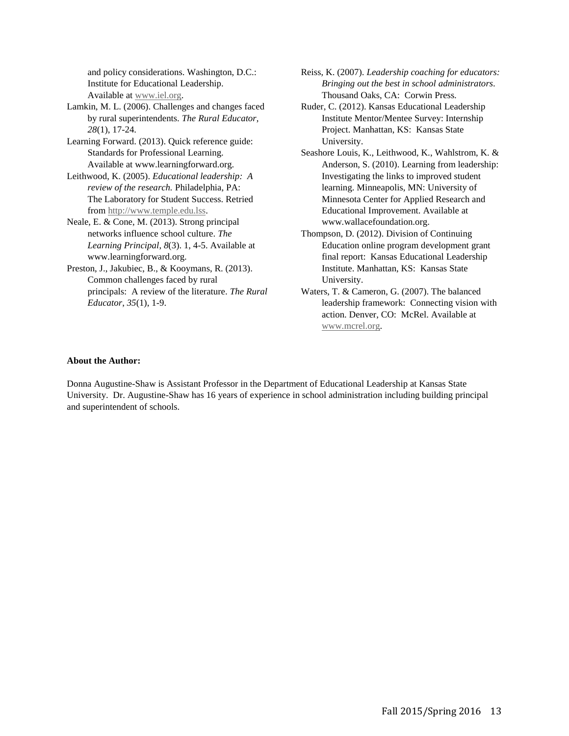and policy considerations. Washington, D.C.: Institute for Educational Leadership. Available at www.iel.org.

Lamkin, M. L. (2006). Challenges and changes faced by rural superintendents. *The Rural Educator*, *28*(1), 17-24.

Learning Forward. (2013). Quick reference guide: Standards for Professional Learning. Available at www.learningforward.org.

Leithwood, K. (2005). *Educational leadership: A review of the research.* Philadelphia, PA: The Laboratory for Student Success. Retried from http://www.temple.edu.lss.

Neale, E. & Cone, M. (2013). Strong principal networks influence school culture. *The Learning Principal*, *8*(3). 1, 4-5. Available at www.learningforward.org.

Preston, J., Jakubiec, B., & Kooymans, R. (2013). Common challenges faced by rural principals: A review of the literature. *The Rural Educator*, *35*(1), 1-9.

Reiss, K. (2007). *Leadership coaching for educators: Bringing out the best in school administrators*. Thousand Oaks, CA: Corwin Press.

Ruder, C. (2012). Kansas Educational Leadership Institute Mentor/Mentee Survey: Internship Project. Manhattan, KS: Kansas State University.

Seashore Louis, K., Leithwood, K., Wahlstrom, K. & Anderson, S. (2010). Learning from leadership: Investigating the links to improved student learning. Minneapolis, MN: University of Minnesota Center for Applied Research and Educational Improvement. Available at www.wallacefoundation.org.

Thompson, D. (2012). Division of Continuing Education online program development grant final report: Kansas Educational Leadership Institute. Manhattan, KS: Kansas State University.

Waters, T. & Cameron, G. (2007). The balanced leadership framework: Connecting vision with action. Denver, CO: McRel. Available at www.mcrel.org.

**About the Author:**

Donna Augustine-Shaw is Assistant Professor in the Department of Educational Leadership at Kansas State University. Dr. Augustine-Shaw has 16 years of experience in school administration including building principal and superintendent of schools.